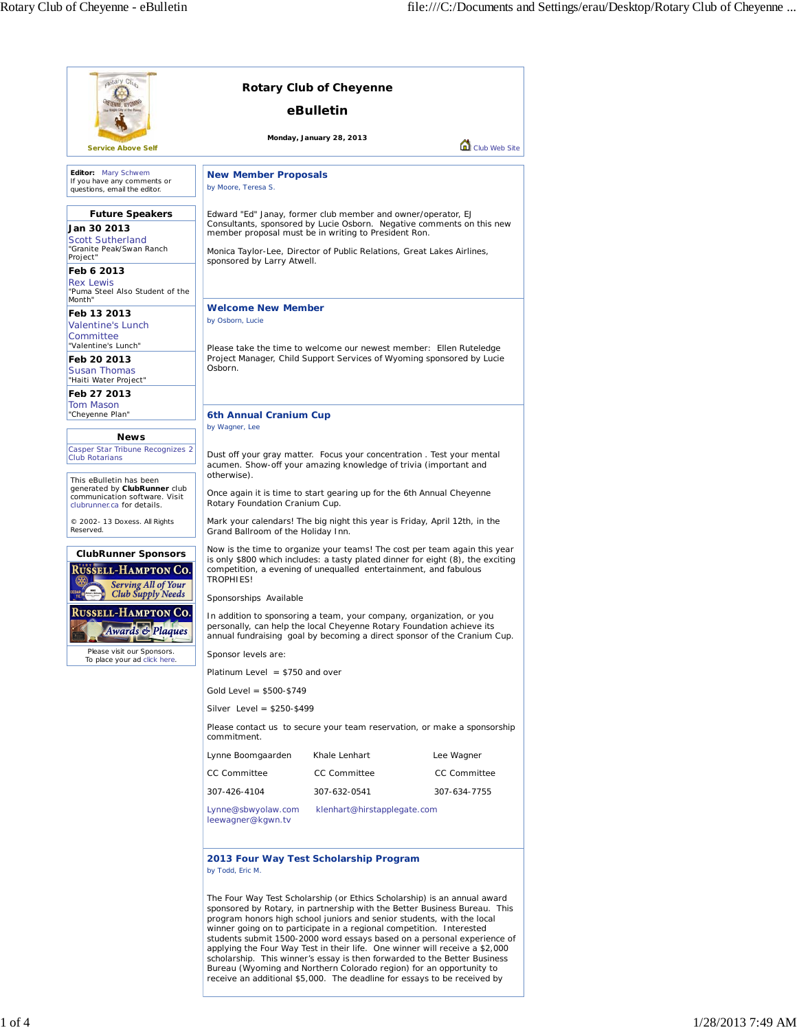# Rotary Club of Cheyenne

## eBulletin

**Monday, January 28, 2013**

Service Above Self

Club Web Site

**Editor:** Mary Schwem
If you have any comments or questions, email the editor.

### Future Speakers

**Jan 30 2013**
Scott Sutherland
"Granite Peak/Swan Ranch Project"

**Feb 6 2013**
Rex Lewis
"Puma Steel Also Student of the Month"

**Feb 13 2013**
Valentine's Lunch Committee
"Valentine's Lunch"

**Feb 20 2013**
Susan Thomas
"Haiti Water Project"

**Feb 27 2013**
Tom Mason
"Cheyenne Plan"

### News

Casper Star Tribune Recognizes 2 Club Rotarians

This eBulletin has been generated by **ClubRunner** club communication software. Visit clubrunner.ca for details.

© 2002- 13 Doxess. All Rights Reserved.

### ClubRunner Sponsors

Russell-Hampton Co. Serving All of Your Club Supply Needs

Russell-Hampton Co. Awards & Plaques

Please visit our Sponsors.
To place your ad click here.

## New Member Proposals

by Moore, Teresa S.

Edward "Ed" Janay, former club member and owner/operator, EJ Consultants, sponsored by Lucie Osborn. Negative comments on this new member proposal must be in writing to President Ron.

Monica Taylor-Lee, Director of Public Relations, Great Lakes Airlines, sponsored by Larry Atwell.

## Welcome New Member

by Osborn, Lucie

Please take the time to welcome our newest member: Ellen Ruteledge Project Manager, Child Support Services of Wyoming sponsored by Lucie Osborn.

## 6th Annual Cranium Cup

by Wagner, Lee

Dust off your gray matter. Focus your concentration . Test your mental acumen. Show-off your amazing knowledge of trivia (important and otherwise).

Once again it is time to start gearing up for the 6th Annual Cheyenne Rotary Foundation Cranium Cup.

Mark your calendars! The big night this year is Friday, April 12th, in the Grand Ballroom of the Holiday Inn.

Now is the time to organize your teams! The cost per team again this year is only $800 which includes: a tasty plated dinner for eight (8), the exciting competition, a evening of unequalled entertainment, and fabulous TROPHIES!

Sponsorships Available

In addition to sponsoring a team, your company, organization, or you personally, can help the local Cheyenne Rotary Foundation achieve its annual fundraising goal by becoming a direct sponsor of the Cranium Cup.

Sponsor levels are:

Platinum Level = $750 and over

Gold Level = $500-$749

Silver Level = $250-$499

Please contact us to secure your team reservation, or make a sponsorship commitment.

| Lynne Boomgaarden | Khale Lenhart | Lee Wagner |
|---|---|---|
| CC Committee | CC Committee | CC Committee |
| 307-426-4104 | 307-632-0541 | 307-634-7755 |
| Lynne@sbwyolaw.com | klenhart@hirstapplegate.com | leewagner@kgwn.tv |

## 2013 Four Way Test Scholarship Program

by Todd, Eric M.

The Four Way Test Scholarship (or Ethics Scholarship) is an annual award sponsored by Rotary, in partnership with the Better Business Bureau. This program honors high school juniors and senior students, with the local winner going on to participate in a regional competition. Interested students submit 1500-2000 word essays based on a personal experience of applying the Four Way Test in their life. One winner will receive a $2,000 scholarship. This winner's essay is then forwarded to the Better Business Bureau (Wyoming and Northern Colorado region) for an opportunity to receive an additional $5,000. The deadline for essays to be received by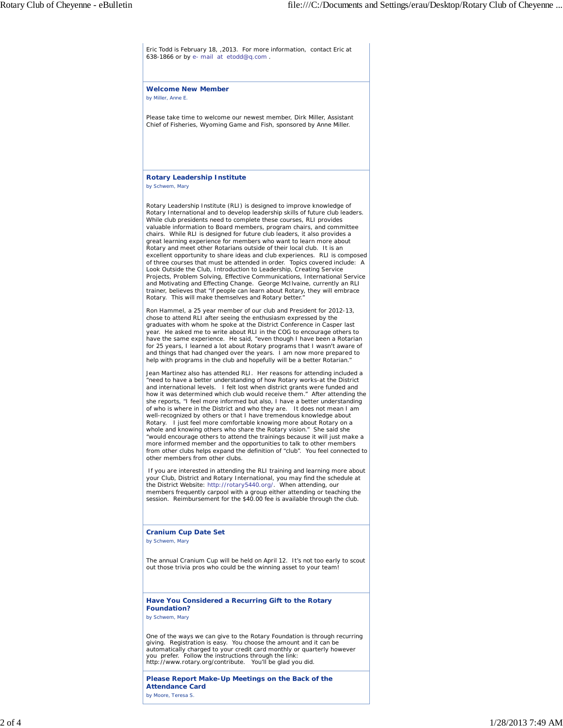Eric Todd is February 18, ,2013. For more information, contact Eric at 638-1866 or by e- mail at etodd@q.com .

## Welcome New Member

by Miller, Anne E.

Please take time to welcome our newest member, Dirk Miller, Assistant Chief of Fisheries, Wyoming Game and Fish, sponsored by Anne Miller.

## Rotary Leadership Institute

by Schwem, Mary

Rotary Leadership Institute (RLI) is designed to improve knowledge of Rotary International and to develop leadership skills of future club leaders. While club presidents need to complete these courses, RLI provides valuable information to Board members, program chairs, and committee chairs. While RLI is designed for future club leaders, it also provides a great learning experience for members who want to learn more about Rotary and meet other Rotarians outside of their local club. It is an excellent opportunity to share ideas and club experiences. RLI is composed of three courses that must be attended in order. Topics covered include: A Look Outside the Club, Introduction to Leadership, Creating Service Projects, Problem Solving, Effective Communications, International Service and Motivating and Effecting Change. George McIlvaine, currently an RLI trainer, believes that "if people can learn about Rotary, they will embrace Rotary. This will make themselves and Rotary better."

Ron Hammel, a 25 year member of our club and President for 2012-13, chose to attend RLI after seeing the enthusiasm expressed by the graduates with whom he spoke at the District Conference in Casper last year. He asked me to write about RLI in the COG to encourage others to have the same experience. He said, "even though I have been a Rotarian for 25 years, I learned a lot about Rotary programs that I wasn't aware of and things that had changed over the years. I am now more prepared to help with programs in the club and hopefully will be a better Rotarian."

Jean Martinez also has attended RLI. Her reasons for attending included a "need to have a better understanding of how Rotary works-at the District and international levels. I felt lost when district grants were funded and how it was determined which club would receive them." After attending the she reports, "I feel more informed but also, I have a better understanding of who is where in the District and who they are. It does not mean I am well-recognized by others or that I have tremendous knowledge about Rotary. I just feel more comfortable knowing more about Rotary on a whole and knowing others who share the Rotary vision." She said she "would encourage others to attend the trainings because it will just make a more informed member and the opportunities to talk to other members from other clubs helps expand the definition of "club". You feel connected to other members from other clubs.

If you are interested in attending the RLI training and learning more about your Club, District and Rotary International, you may find the schedule at the District Website: http://rotary5440.org/. When attending, our members frequently carpool with a group either attending or teaching the session. Reimbursement for the $40.00 fee is available through the club.

## Cranium Cup Date Set

by Schwem, Mary

The annual Cranium Cup will be held on April 12. It's not too early to scout out those trivia pros who could be the winning asset to your team!

## Have You Considered a Recurring Gift to the Rotary Foundation?

by Schwem, Mary

One of the ways we can give to the Rotary Foundation is through recurring giving. Registration is easy. You choose the amount and it can be automatically charged to your credit card monthly or quarterly however you prefer. Follow the instructions through the link: http://www.rotary.org/contribute. You'll be glad you did.

## Please Report Make-Up Meetings on the Back of the Attendance Card

by Moore, Teresa S.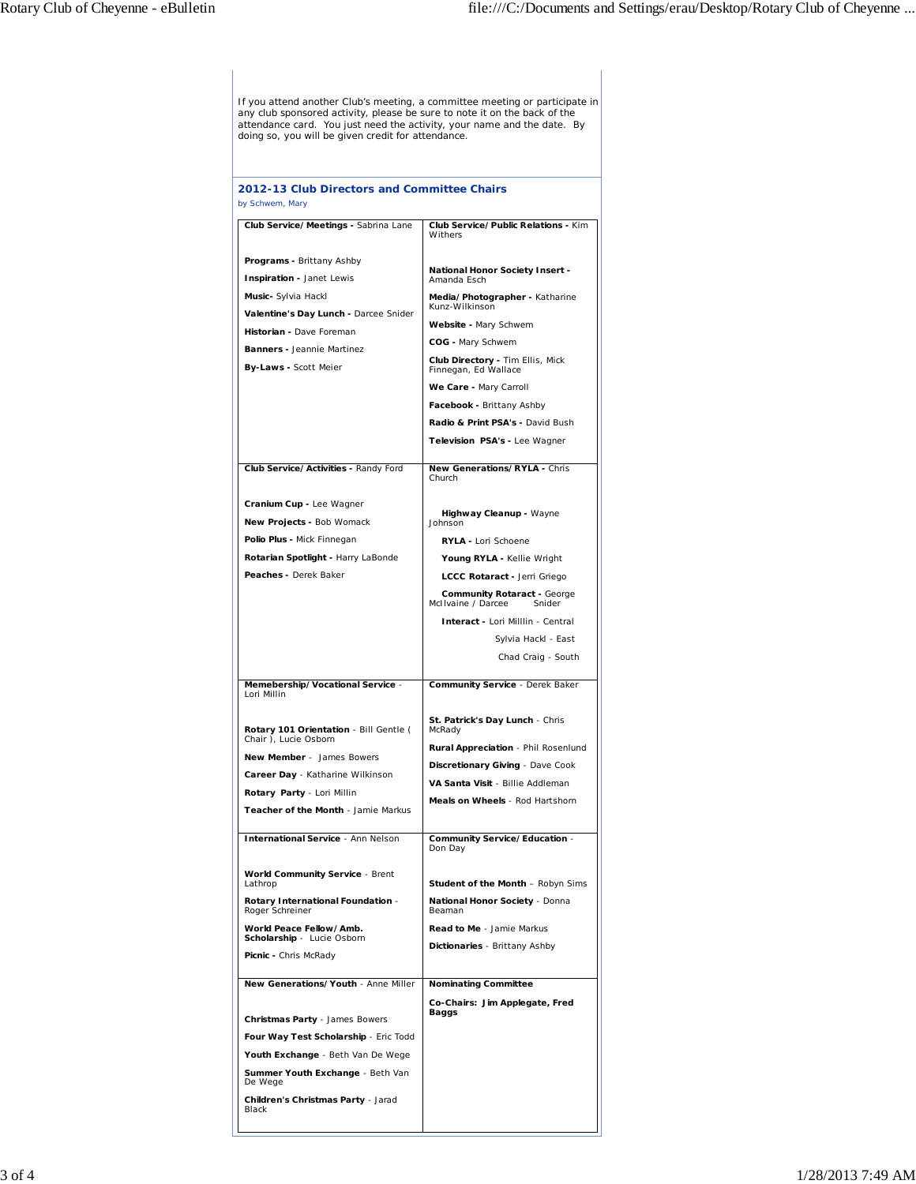If you attend another Club's meeting, a committee meeting or participate in any club sponsored activity, please be sure to note it on the back of the attendance card. You just need the activity, your name and the date. By doing so, you will be given credit for attendance.

### 2012-13 Club Directors and Committee Chairs

by Schwem, Mary

| | |
|---|---|
| **Club Service/Meetings -** Sabrina Lane<br><br>**Programs -** Brittany Ashby<br>**Inspiration -** Janet Lewis<br>**Music-** Sylvia Hackl<br>**Valentine's Day Lunch -** Darcee Snider<br>**Historian -** Dave Foreman<br>**Banners -** Jeannie Martinez<br>**By-Laws -** Scott Meier | **Club Service/Public Relations -** Kim Withers<br><br>**National Honor Society Insert -** Amanda Esch<br>**Media/Photographer -** Katharine Kunz-Wilkinson<br>**Website -** Mary Schwem<br>**COG -** Mary Schwem<br>**Club Directory -** Tim Ellis, Mick Finnegan, Ed Wallace<br>**We Care -** Mary Carroll<br>**Facebook -** Brittany Ashby<br>**Radio & Print PSA's -** David Bush<br>**Television PSA's -** Lee Wagner |
| **Club Service/Activities -** Randy Ford<br><br>**Cranium Cup -** Lee Wagner<br>**New Projects -** Bob Womack<br>**Polio Plus -** Mick Finnegan<br>**Rotarian Spotlight -** Harry LaBonde<br>**Peaches -** Derek Baker | **New Generations/RYLA -** Chris Church<br><br>**Highway Cleanup -** Wayne Johnson<br>**RYLA -** Lori Schoene<br>**Young RYLA -** Kellie Wright<br>**LCCC Rotaract -** Jerri Griego<br>**Community Rotaract -** George McIlvaine / Darcee Snider<br>**Interact -** Lori Milllin - Central<br>Sylvia Hackl - East<br>Chad Craig - South |
| **Memebership/Vocational Service** - Lori Millin<br><br>**Rotary 101 Orientation** - Bill Gentle ( Chair ), Lucie Osborn<br>**New Member** - James Bowers<br>**Career Day** - Katharine Wilkinson<br>**Rotary Party** - Lori Millin<br>**Teacher of the Month** - Jamie Markus | **Community Service** - Derek Baker<br><br>**St. Patrick's Day Lunch** - Chris McRady<br>**Rural Appreciation** - Phil Rosenlund<br>**Discretionary Giving** - Dave Cook<br>**VA Santa Visit** - Billie Addleman<br>**Meals on Wheels** - Rod Hartshorn |
| **International Service** - Ann Nelson<br><br>**World Community Service** - Brent Lathrop<br>**Rotary International Foundation** - Roger Schreiner<br>**World Peace Fellow/Amb. Scholarship** - Lucie Osborn<br>**Picnic -** Chris McRady | **Community Service/Education** - Don Day<br><br>**Student of the Month** – Robyn Sims<br>**National Honor Society** - Donna Beaman<br>**Read to Me** - Jamie Markus<br>**Dictionaries** - Brittany Ashby |
| **New Generations/Youth** - Anne Miller<br><br>**Christmas Party** - James Bowers<br>**Four Way Test Scholarship** - Eric Todd<br>**Youth Exchange** - Beth Van De Wege<br>**Summer Youth Exchange** - Beth Van De Wege<br>**Children's Christmas Party** - Jarad Black | **Nominating Committee**<br><br>**Co-Chairs: Jim Applegate, Fred Baggs** |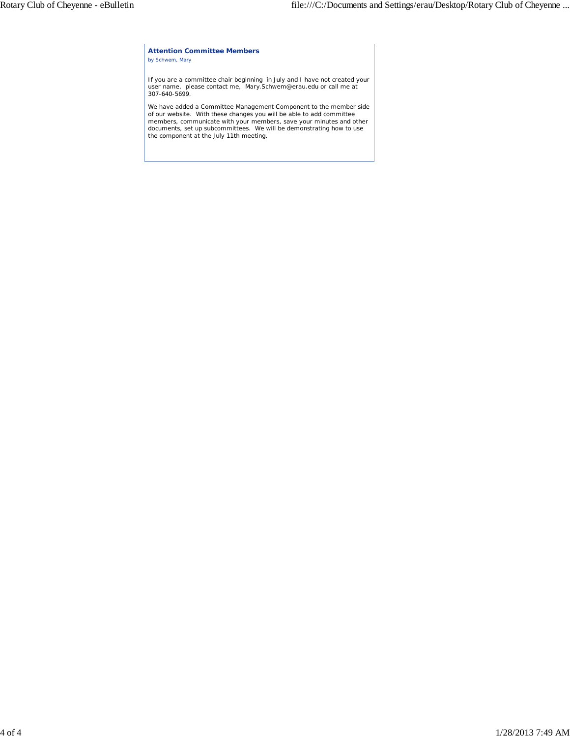### Attention Committee Members

by Schwem, Mary

If you are a committee chair beginning in July and I have not created your user name, please contact me, Mary.Schwem@erau.edu or call me at 307-640-5699.

We have added a Committee Management Component to the member side of our website. With these changes you will be able to add committee members, communicate with your members, save your minutes and other documents, set up subcommittees. We will be demonstrating how to use the component at the July 11th meeting.